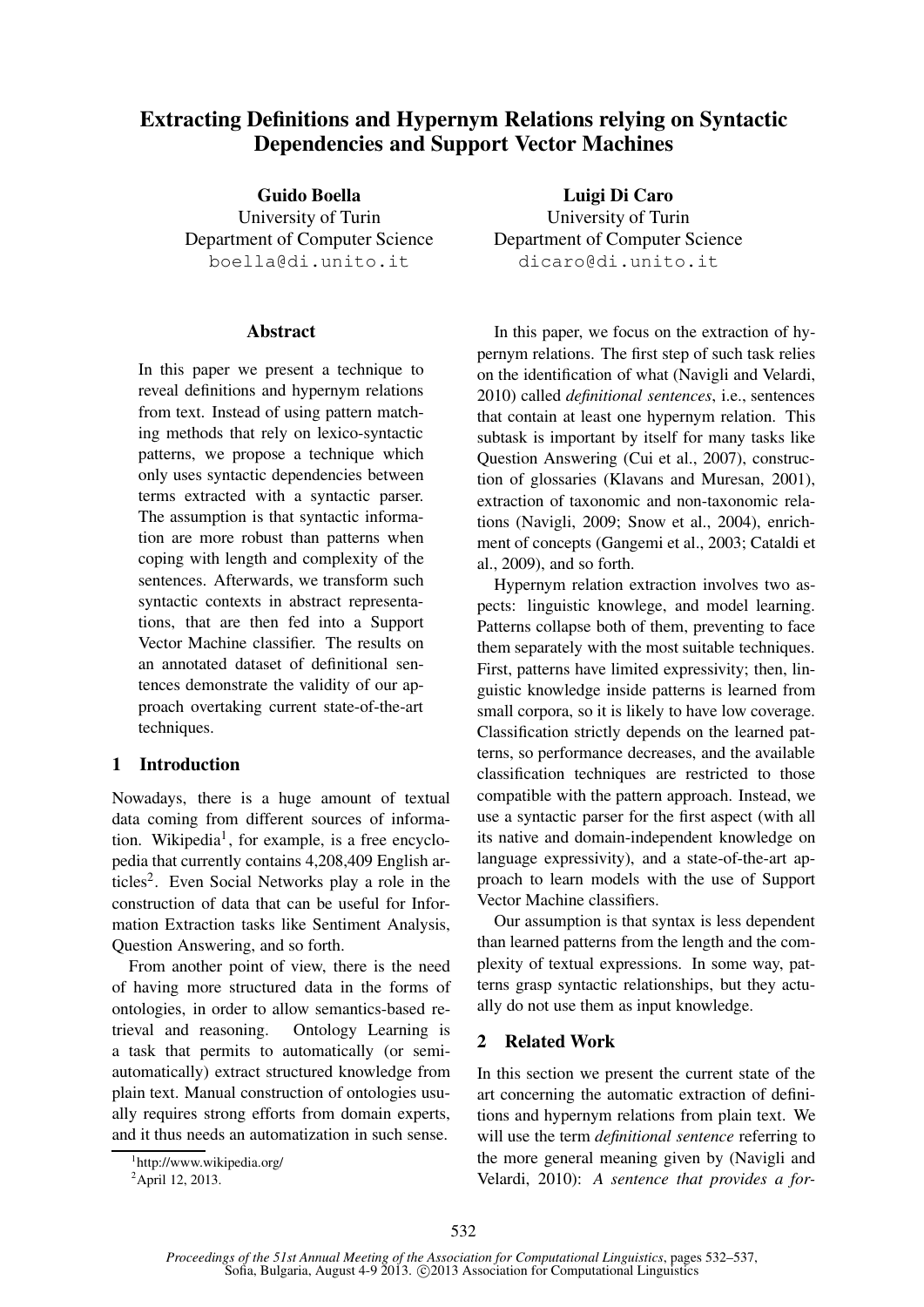# Extracting Definitions and Hypernym Relations relying on Syntactic Dependencies and Support Vector Machines

**Guido Boella**
University of Turin
Department of Computer Science
boella@di.unito.it

**Luigi Di Caro**
University of Turin
Department of Computer Science
dicaro@di.unito.it

## Abstract

In this paper we present a technique to reveal definitions and hypernym relations from text. Instead of using pattern matching methods that rely on lexico-syntactic patterns, we propose a technique which only uses syntactic dependencies between terms extracted with a syntactic parser. The assumption is that syntactic information are more robust than patterns when coping with length and complexity of the sentences. Afterwards, we transform such syntactic contexts in abstract representations, that are then fed into a Support Vector Machine classifier. The results on an annotated dataset of definitional sentences demonstrate the validity of our approach overtaking current state-of-the-art techniques.

## 1 Introduction

Nowadays, there is a huge amount of textual data coming from different sources of information. Wikipedia[1], for example, is a free encyclopedia that currently contains 4,208,409 English articles[2]. Even Social Networks play a role in the construction of data that can be useful for Information Extraction tasks like Sentiment Analysis, Question Answering, and so forth.

From another point of view, there is the need of having more structured data in the forms of ontologies, in order to allow semantics-based retrieval and reasoning. Ontology Learning is a task that permits to automatically (or semi-automatically) extract structured knowledge from plain text. Manual construction of ontologies usually requires strong efforts from domain experts, and it thus needs an automatization in such sense.

[1] http://www.wikipedia.org/
[2] April 12, 2013.

In this paper, we focus on the extraction of hypernym relations. The first step of such task relies on the identification of what (Navigli and Velardi, 2010) called *definitional sentences*, i.e., sentences that contain at least one hypernym relation. This subtask is important by itself for many tasks like Question Answering (Cui et al., 2007), construction of glossaries (Klavans and Muresan, 2001), extraction of taxonomic and non-taxonomic relations (Navigli, 2009; Snow et al., 2004), enrichment of concepts (Gangemi et al., 2003; Cataldi et al., 2009), and so forth.

Hypernym relation extraction involves two aspects: linguistic knowlege, and model learning. Patterns collapse both of them, preventing to face them separately with the most suitable techniques. First, patterns have limited expressivity; then, linguistic knowledge inside patterns is learned from small corpora, so it is likely to have low coverage. Classification strictly depends on the learned patterns, so performance decreases, and the available classification techniques are restricted to those compatible with the pattern approach. Instead, we use a syntactic parser for the first aspect (with all its native and domain-independent knowledge on language expressivity), and a state-of-the-art approach to learn models with the use of Support Vector Machine classifiers.

Our assumption is that syntax is less dependent than learned patterns from the length and the complexity of textual expressions. In some way, patterns grasp syntactic relationships, but they actually do not use them as input knowledge.

## 2 Related Work

In this section we present the current state of the art concerning the automatic extraction of definitions and hypernym relations from plain text. We will use the term *definitional sentence* referring to the more general meaning given by (Navigli and Velardi, 2010): *A sentence that provides a for-*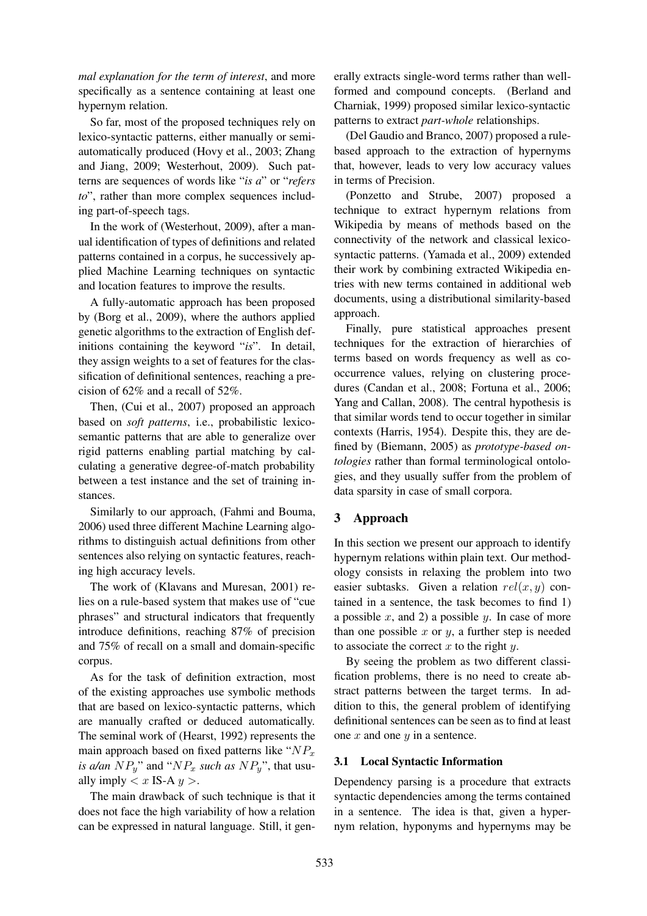*mal explanation for the term of interest*, and more specifically as a sentence containing at least one hypernym relation.

So far, most of the proposed techniques rely on lexico-syntactic patterns, either manually or semi-automatically produced (Hovy et al., 2003; Zhang and Jiang, 2009; Westerhout, 2009). Such patterns are sequences of words like "*is a*" or "*refers to*", rather than more complex sequences including part-of-speech tags.

In the work of (Westerhout, 2009), after a manual identification of types of definitions and related patterns contained in a corpus, he successively applied Machine Learning techniques on syntactic and location features to improve the results.

A fully-automatic approach has been proposed by (Borg et al., 2009), where the authors applied genetic algorithms to the extraction of English definitions containing the keyword "*is*". In detail, they assign weights to a set of features for the classification of definitional sentences, reaching a precision of 62% and a recall of 52%.

Then, (Cui et al., 2007) proposed an approach based on *soft patterns*, i.e., probabilistic lexico-semantic patterns that are able to generalize over rigid patterns enabling partial matching by calculating a generative degree-of-match probability between a test instance and the set of training instances.

Similarly to our approach, (Fahmi and Bouma, 2006) used three different Machine Learning algorithms to distinguish actual definitions from other sentences also relying on syntactic features, reaching high accuracy levels.

The work of (Klavans and Muresan, 2001) relies on a rule-based system that makes use of "cue phrases" and structural indicators that frequently introduce definitions, reaching 87% of precision and 75% of recall on a small and domain-specific corpus.

As for the task of definition extraction, most of the existing approaches use symbolic methods that are based on lexico-syntactic patterns, which are manually crafted or deduced automatically. The seminal work of (Hearst, 1992) represents the main approach based on fixed patterns like "$NP_x$ *is a/an* $NP_y$" and "$NP_x$ *such as* $NP_y$", that usually imply $< x$ IS-A $y >$.

The main drawback of such technique is that it does not face the high variability of how a relation can be expressed in natural language. Still, it generally extracts single-word terms rather than well-formed and compound concepts. (Berland and Charniak, 1999) proposed similar lexico-syntactic patterns to extract *part-whole* relationships.

(Del Gaudio and Branco, 2007) proposed a rule-based approach to the extraction of hypernyms that, however, leads to very low accuracy values in terms of Precision.

(Ponzetto and Strube, 2007) proposed a technique to extract hypernym relations from Wikipedia by means of methods based on the connectivity of the network and classical lexico-syntactic patterns. (Yamada et al., 2009) extended their work by combining extracted Wikipedia entries with new terms contained in additional web documents, using a distributional similarity-based approach.

Finally, pure statistical approaches present techniques for the extraction of hierarchies of terms based on words frequency as well as co-occurrence values, relying on clustering procedures (Candan et al., 2008; Fortuna et al., 2006; Yang and Callan, 2008). The central hypothesis is that similar words tend to occur together in similar contexts (Harris, 1954). Despite this, they are defined by (Biemann, 2005) as *prototype-based ontologies* rather than formal terminological ontologies, and they usually suffer from the problem of data sparsity in case of small corpora.

## 3 Approach

In this section we present our approach to identify hypernym relations within plain text. Our methodology consists in relaxing the problem into two easier subtasks. Given a relation $rel(x, y)$ contained in a sentence, the task becomes to find 1) a possible $x$, and 2) a possible $y$. In case of more than one possible $x$ or $y$, a further step is needed to associate the correct $x$ to the right $y$.

By seeing the problem as two different classification problems, there is no need to create abstract patterns between the target terms. In addition to this, the general problem of identifying definitional sentences can be seen as to find at least one $x$ and one $y$ in a sentence.

### 3.1 Local Syntactic Information

Dependency parsing is a procedure that extracts syntactic dependencies among the terms contained in a sentence. The idea is that, given a hypernym relation, hyponyms and hypernyms may be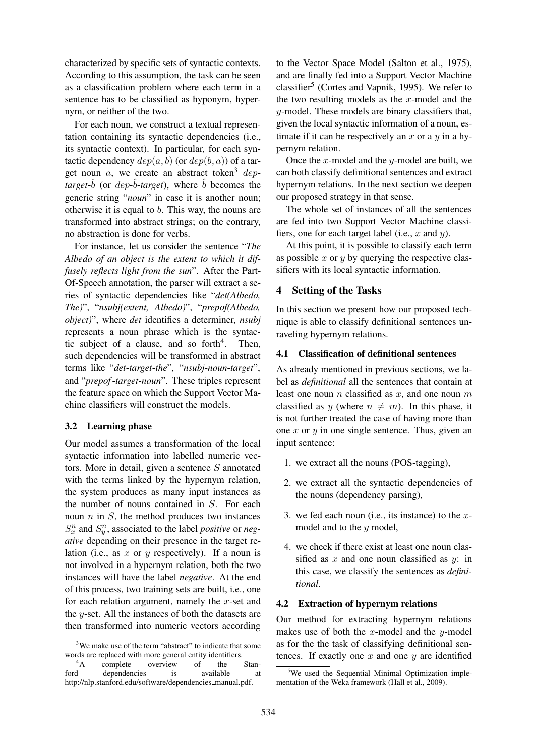characterized by specific sets of syntactic contexts. According to this assumption, the task can be seen as a classification problem where each term in a sentence has to be classified as hyponym, hypernym, or neither of the two.

For each noun, we construct a textual representation containing its syntactic dependencies (i.e., its syntactic context). In particular, for each syntactic dependency $dep(a, b)$ (or $dep(b, a)$) of a target noun $a$, we create an abstract token[3] *dep-target-*$\hat{b}$ (or *dep-*$\hat{b}$*-target*), where $\hat{b}$ becomes the generic string "*noun*" in case it is another noun; otherwise it is equal to $b$. This way, the nouns are transformed into abstract strings; on the contrary, no abstraction is done for verbs.

For instance, let us consider the sentence "*The Albedo of an object is the extent to which it diffusely reflects light from the sun*". After the Part-Of-Speech annotation, the parser will extract a series of syntactic dependencies like "*det(Albedo, The)*", "*nsubj(extent, Albedo)*", "*prepof(Albedo, object)*", where *det* identifies a determiner, *nsubj* represents a noun phrase which is the syntactic subject of a clause, and so forth[4]. Then, such dependencies will be transformed in abstract terms like "*det-target-the*", "*nsubj-noun-target*", and "*prepof-target-noun*". These triples represent the feature space on which the Support Vector Machine classifiers will construct the models.

### 3.2 Learning phase

Our model assumes a transformation of the local syntactic information into labelled numeric vectors. More in detail, given a sentence $S$ annotated with the terms linked by the hypernym relation, the system produces as many input instances as the number of nouns contained in $S$. For each noun $n$ in $S$, the method produces two instances $S_x^n$ and $S_y^n$, associated to the label *positive* or *negative* depending on their presence in the target relation (i.e., as $x$ or $y$ respectively). If a noun is not involved in a hypernym relation, both the two instances will have the label *negative*. At the end of this process, two training sets are built, i.e., one for each relation argument, namely the $x$-set and the $y$-set. All the instances of both the datasets are then transformed into numeric vectors according to the Vector Space Model (Salton et al., 1975), and are finally fed into a Support Vector Machine classifier[5] (Cortes and Vapnik, 1995). We refer to the two resulting models as the $x$-model and the $y$-model. These models are binary classifiers that, given the local syntactic information of a noun, estimate if it can be respectively an $x$ or a $y$ in a hypernym relation.

Once the $x$-model and the $y$-model are built, we can both classify definitional sentences and extract hypernym relations. In the next section we deepen our proposed strategy in that sense.

The whole set of instances of all the sentences are fed into two Support Vector Machine classifiers, one for each target label (i.e., $x$ and $y$).

At this point, it is possible to classify each term as possible $x$ or $y$ by querying the respective classifiers with its local syntactic information.

## 4 Setting of the Tasks

In this section we present how our proposed technique is able to classify definitional sentences unraveling hypernym relations.

### 4.1 Classification of definitional sentences

As already mentioned in previous sections, we label as *definitional* all the sentences that contain at least one noun $n$ classified as $x$, and one noun $m$ classified as $y$ (where $n \neq m$). In this phase, it is not further treated the case of having more than one $x$ or $y$ in one single sentence. Thus, given an input sentence:

1. we extract all the nouns (POS-tagging),
2. we extract all the syntactic dependencies of the nouns (dependency parsing),
3. we fed each noun (i.e., its instance) to the $x$-model and to the $y$ model,
4. we check if there exist at least one noun classified as $x$ and one noun classified as $y$: in this case, we classify the sentences as *definitional*.

### 4.2 Extraction of hypernym relations

Our method for extracting hypernym relations makes use of both the $x$-model and the $y$-model as for the the task of classifying definitional sentences. If exactly one $x$ and one $y$ are identified

[3] We make use of the term "abstract" to indicate that some words are replaced with more general entity identifiers.

[4] A complete overview of the Stanford dependencies is available at http://nlp.stanford.edu/software/dependencies_manual.pdf.

[5] We used the Sequential Minimal Optimization implementation of the Weka framework (Hall et al., 2009).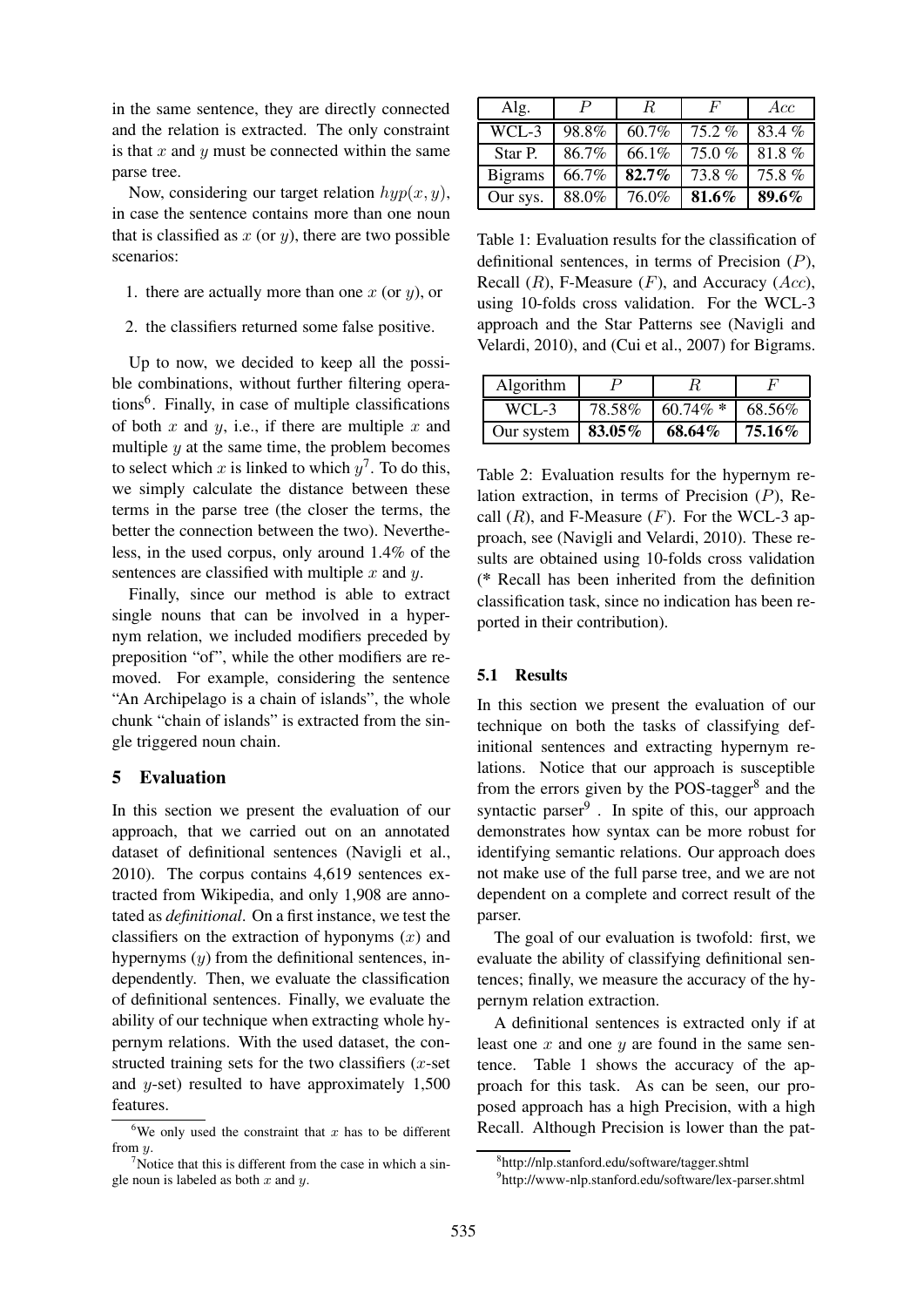in the same sentence, they are directly connected and the relation is extracted. The only constraint is that $x$ and $y$ must be connected within the same parse tree.

Now, considering our target relation $hyp(x, y)$, in case the sentence contains more than one noun that is classified as $x$ (or $y$), there are two possible scenarios:

1. there are actually more than one $x$ (or $y$), or
2. the classifiers returned some false positive.

Up to now, we decided to keep all the possible combinations, without further filtering operations[6]. Finally, in case of multiple classifications of both $x$ and $y$, i.e., if there are multiple $x$ and multiple $y$ at the same time, the problem becomes to select which $x$ is linked to which $y$[7]. To do this, we simply calculate the distance between these terms in the parse tree (the closer the terms, the better the connection between the two). Nevertheless, in the used corpus, only around 1.4% of the sentences are classified with multiple $x$ and $y$.

Finally, since our method is able to extract single nouns that can be involved in a hypernym relation, we included modifiers preceded by preposition "of", while the other modifiers are removed. For example, considering the sentence "An Archipelago is a chain of islands", the whole chunk "chain of islands" is extracted from the single triggered noun chain.

## 5 Evaluation

In this section we present the evaluation of our approach, that we carried out on an annotated dataset of definitional sentences (Navigli et al., 2010). The corpus contains 4,619 sentences extracted from Wikipedia, and only 1,908 are annotated as *definitional*. On a first instance, we test the classifiers on the extraction of hyponyms ($x$) and hypernyms ($y$) from the definitional sentences, independently. Then, we evaluate the classification of definitional sentences. Finally, we evaluate the ability of our technique when extracting whole hypernym relations. With the used dataset, the constructed training sets for the two classifiers ($x$-set and $y$-set) resulted to have approximately 1,500 features.

[6] We only used the constraint that $x$ has to be different from $y$.

[7] Notice that this is different from the case in which a single noun is labeled as both $x$ and $y$.

| Alg. | $P$ | $R$ | $F$ | $Acc$ |
|---|---|---|---|---|
| WCL-3 | 98.8% | 60.7% | 75.2 % | 83.4 % |
| Star P. | 86.7% | 66.1% | 75.0 % | 81.8 % |
| Bigrams | 66.7% | **82.7%** | 73.8 % | 75.8 % |
| Our sys. | 88.0% | 76.0% | **81.6%** | **89.6%** |

Table 1: Evaluation results for the classification of definitional sentences, in terms of Precision ($P$), Recall ($R$), F-Measure ($F$), and Accuracy ($Acc$), using 10-folds cross validation. For the WCL-3 approach and the Star Patterns see (Navigli and Velardi, 2010), and (Cui et al., 2007) for Bigrams.

| Algorithm | $P$ | $R$ | $F$ |
|---|---|---|---|
| WCL-3 | 78.58% | 60.74% * | 68.56% |
| Our system | **83.05%** | **68.64%** | **75.16%** |

Table 2: Evaluation results for the hypernym relation extraction, in terms of Precision ($P$), Recall ($R$), and F-Measure ($F$). For the WCL-3 approach, see (Navigli and Velardi, 2010). These results are obtained using 10-folds cross validation (* Recall has been inherited from the definition classification task, since no indication has been reported in their contribution).

### 5.1 Results

In this section we present the evaluation of our technique on both the tasks of classifying definitional sentences and extracting hypernym relations. Notice that our approach is susceptible from the errors given by the POS-tagger[8] and the syntactic parser[9] . In spite of this, our approach demonstrates how syntax can be more robust for identifying semantic relations. Our approach does not make use of the full parse tree, and we are not dependent on a complete and correct result of the parser.

The goal of our evaluation is twofold: first, we evaluate the ability of classifying definitional sentences; finally, we measure the accuracy of the hypernym relation extraction.

A definitional sentences is extracted only if at least one $x$ and one $y$ are found in the same sentence. Table 1 shows the accuracy of the approach for this task. As can be seen, our proposed approach has a high Precision, with a high Recall. Although Precision is lower than the pat-

[8] http://nlp.stanford.edu/software/tagger.shtml

[9] http://www-nlp.stanford.edu/software/lex-parser.shtml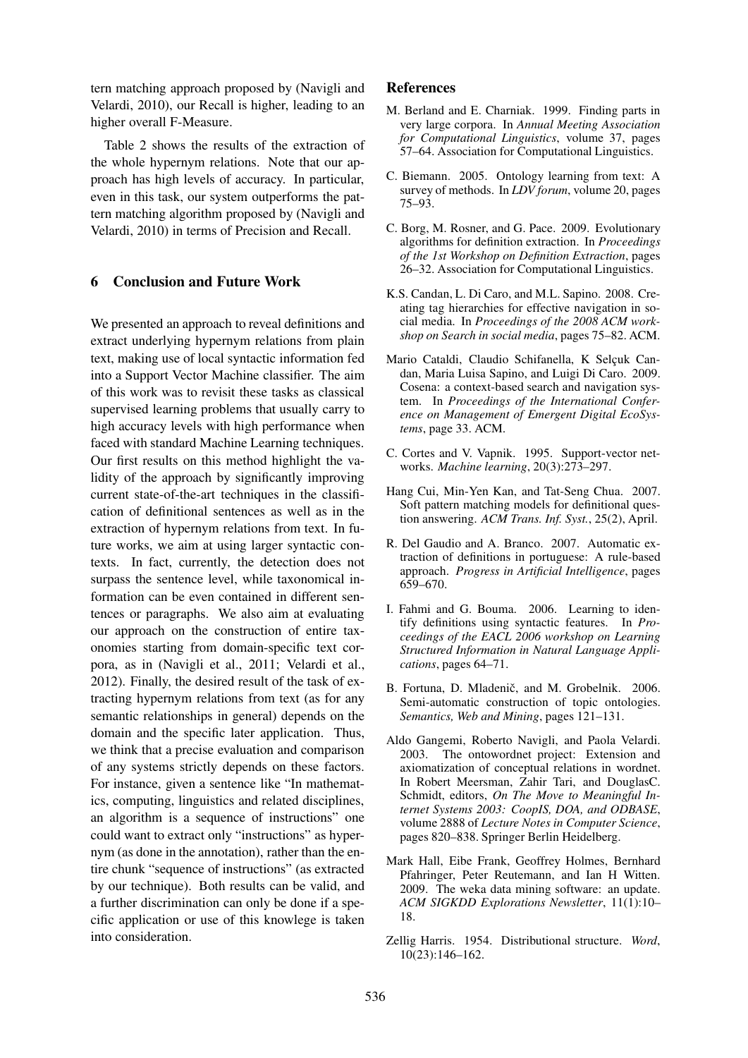tern matching approach proposed by (Navigli and Velardi, 2010), our Recall is higher, leading to an higher overall F-Measure.

Table 2 shows the results of the extraction of the whole hypernym relations. Note that our approach has high levels of accuracy. In particular, even in this task, our system outperforms the pattern matching algorithm proposed by (Navigli and Velardi, 2010) in terms of Precision and Recall.

## 6 Conclusion and Future Work

We presented an approach to reveal definitions and extract underlying hypernym relations from plain text, making use of local syntactic information fed into a Support Vector Machine classifier. The aim of this work was to revisit these tasks as classical supervised learning problems that usually carry to high accuracy levels with high performance when faced with standard Machine Learning techniques. Our first results on this method highlight the validity of the approach by significantly improving current state-of-the-art techniques in the classification of definitional sentences as well as in the extraction of hypernym relations from text. In future works, we aim at using larger syntactic contexts. In fact, currently, the detection does not surpass the sentence level, while taxonomical information can be even contained in different sentences or paragraphs. We also aim at evaluating our approach on the construction of entire taxonomies starting from domain-specific text corpora, as in (Navigli et al., 2011; Velardi et al., 2012). Finally, the desired result of the task of extracting hypernym relations from text (as for any semantic relationships in general) depends on the domain and the specific later application. Thus, we think that a precise evaluation and comparison of any systems strictly depends on these factors. For instance, given a sentence like "In mathematics, computing, linguistics and related disciplines, an algorithm is a sequence of instructions" one could want to extract only "instructions" as hypernym (as done in the annotation), rather than the entire chunk "sequence of instructions" (as extracted by our technique). Both results can be valid, and a further discrimination can only be done if a specific application or use of this knowlege is taken into consideration.

## References

M. Berland and E. Charniak. 1999. Finding parts in very large corpora. In *Annual Meeting Association for Computational Linguistics*, volume 37, pages 57–64. Association for Computational Linguistics.

C. Biemann. 2005. Ontology learning from text: A survey of methods. In *LDV forum*, volume 20, pages 75–93.

C. Borg, M. Rosner, and G. Pace. 2009. Evolutionary algorithms for definition extraction. In *Proceedings of the 1st Workshop on Definition Extraction*, pages 26–32. Association for Computational Linguistics.

K.S. Candan, L. Di Caro, and M.L. Sapino. 2008. Creating tag hierarchies for effective navigation in social media. In *Proceedings of the 2008 ACM workshop on Search in social media*, pages 75–82. ACM.

Mario Cataldi, Claudio Schifanella, K Selçuk Candan, Maria Luisa Sapino, and Luigi Di Caro. 2009. Cosena: a context-based search and navigation system. In *Proceedings of the International Conference on Management of Emergent Digital EcoSystems*, page 33. ACM.

C. Cortes and V. Vapnik. 1995. Support-vector networks. *Machine learning*, 20(3):273–297.

Hang Cui, Min-Yen Kan, and Tat-Seng Chua. 2007. Soft pattern matching models for definitional question answering. *ACM Trans. Inf. Syst.*, 25(2), April.

R. Del Gaudio and A. Branco. 2007. Automatic extraction of definitions in portuguese: A rule-based approach. *Progress in Artificial Intelligence*, pages 659–670.

I. Fahmi and G. Bouma. 2006. Learning to identify definitions using syntactic features. In *Proceedings of the EACL 2006 workshop on Learning Structured Information in Natural Language Applications*, pages 64–71.

B. Fortuna, D. Mladenič, and M. Grobelnik. 2006. Semi-automatic construction of topic ontologies. *Semantics, Web and Mining*, pages 121–131.

Aldo Gangemi, Roberto Navigli, and Paola Velardi. 2003. The ontowordnet project: Extension and axiomatization of conceptual relations in wordnet. In Robert Meersman, Zahir Tari, and DouglasC. Schmidt, editors, *On The Move to Meaningful Internet Systems 2003: CoopIS, DOA, and ODBASE*, volume 2888 of *Lecture Notes in Computer Science*, pages 820–838. Springer Berlin Heidelberg.

Mark Hall, Eibe Frank, Geoffrey Holmes, Bernhard Pfahringer, Peter Reutemann, and Ian H Witten. 2009. The weka data mining software: an update. *ACM SIGKDD Explorations Newsletter*, 11(1):10–18.

Zellig Harris. 1954. Distributional structure. *Word*, 10(23):146–162.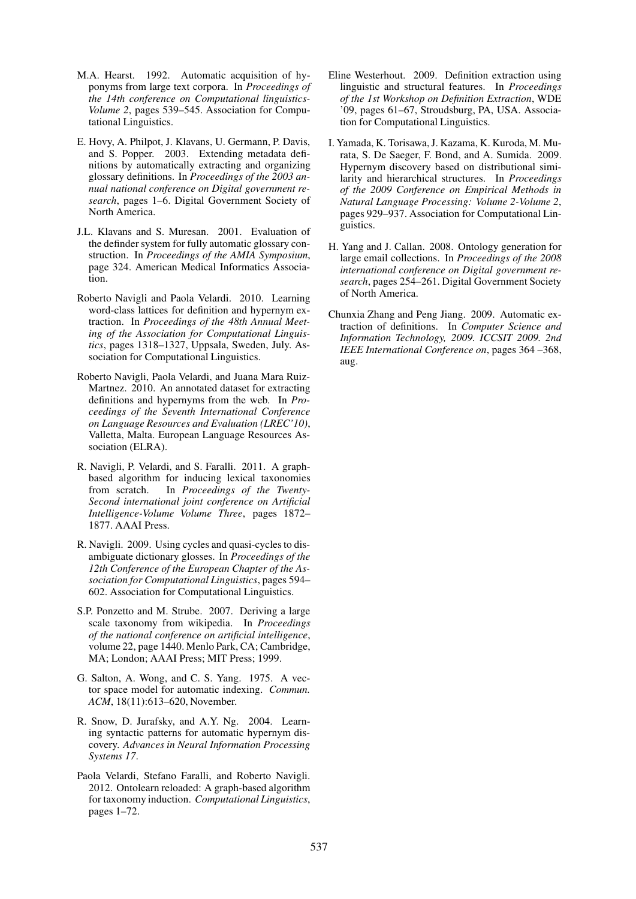M.A. Hearst. 1992. Automatic acquisition of hyponyms from large text corpora. In *Proceedings of the 14th conference on Computational linguistics-Volume 2*, pages 539–545. Association for Computational Linguistics.

E. Hovy, A. Philpot, J. Klavans, U. Germann, P. Davis, and S. Popper. 2003. Extending metadata definitions by automatically extracting and organizing glossary definitions. In *Proceedings of the 2003 annual national conference on Digital government research*, pages 1–6. Digital Government Society of North America.

J.L. Klavans and S. Muresan. 2001. Evaluation of the definder system for fully automatic glossary construction. In *Proceedings of the AMIA Symposium*, page 324. American Medical Informatics Association.

Roberto Navigli and Paola Velardi. 2010. Learning word-class lattices for definition and hypernym extraction. In *Proceedings of the 48th Annual Meeting of the Association for Computational Linguistics*, pages 1318–1327, Uppsala, Sweden, July. Association for Computational Linguistics.

Roberto Navigli, Paola Velardi, and Juana Mara Ruiz-Martnez. 2010. An annotated dataset for extracting definitions and hypernyms from the web. In *Proceedings of the Seventh International Conference on Language Resources and Evaluation (LREC'10)*, Valletta, Malta. European Language Resources Association (ELRA).

R. Navigli, P. Velardi, and S. Faralli. 2011. A graph-based algorithm for inducing lexical taxonomies from scratch. In *Proceedings of the Twenty-Second international joint conference on Artificial Intelligence-Volume Volume Three*, pages 1872–1877. AAAI Press.

R. Navigli. 2009. Using cycles and quasi-cycles to disambiguate dictionary glosses. In *Proceedings of the 12th Conference of the European Chapter of the Association for Computational Linguistics*, pages 594–602. Association for Computational Linguistics.

S.P. Ponzetto and M. Strube. 2007. Deriving a large scale taxonomy from wikipedia. In *Proceedings of the national conference on artificial intelligence*, volume 22, page 1440. Menlo Park, CA; Cambridge, MA; London; AAAI Press; MIT Press; 1999.

G. Salton, A. Wong, and C. S. Yang. 1975. A vector space model for automatic indexing. *Commun. ACM*, 18(11):613–620, November.

R. Snow, D. Jurafsky, and A.Y. Ng. 2004. Learning syntactic patterns for automatic hypernym discovery. *Advances in Neural Information Processing Systems 17*.

Paola Velardi, Stefano Faralli, and Roberto Navigli. 2012. Ontolearn reloaded: A graph-based algorithm for taxonomy induction. *Computational Linguistics*, pages 1–72.

Eline Westerhout. 2009. Definition extraction using linguistic and structural features. In *Proceedings of the 1st Workshop on Definition Extraction*, WDE '09, pages 61–67, Stroudsburg, PA, USA. Association for Computational Linguistics.

I. Yamada, K. Torisawa, J. Kazama, K. Kuroda, M. Murata, S. De Saeger, F. Bond, and A. Sumida. 2009. Hypernym discovery based on distributional similarity and hierarchical structures. In *Proceedings of the 2009 Conference on Empirical Methods in Natural Language Processing: Volume 2-Volume 2*, pages 929–937. Association for Computational Linguistics.

H. Yang and J. Callan. 2008. Ontology generation for large email collections. In *Proceedings of the 2008 international conference on Digital government research*, pages 254–261. Digital Government Society of North America.

Chunxia Zhang and Peng Jiang. 2009. Automatic extraction of definitions. In *Computer Science and Information Technology, 2009. ICCSIT 2009. 2nd IEEE International Conference on*, pages 364 –368, aug.